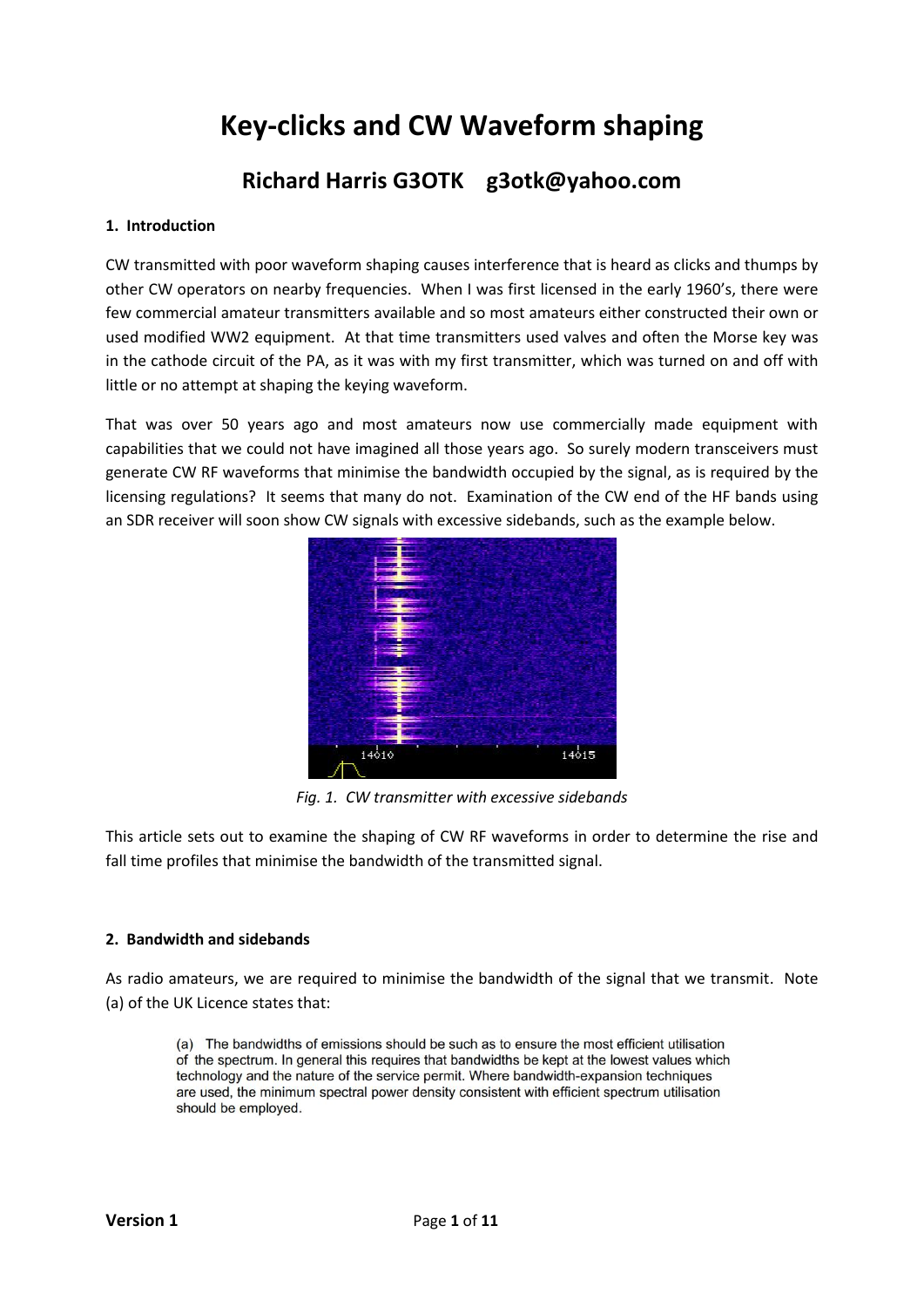# Key-clicks and CW Waveform shaping

## Richard Harris G3OTK g3otk@yahoo.com

**1. Introduction**

CW transmitted with poor waveform shaping causes interference that is heard as clicks and thumps by other CW operators on nearby frequencies. When I was first licensed in the early 1960's, there were few commercial amateur transmitters available and so most amateurs either constructed their own or used modified WW2 equipment. At that time transmitters used valves and often the Morse key was in the cathode circuit of the PA, as it was with my first transmitter, which was turned on and off with little or no attempt at shaping the keying waveform.

That was over 50 years ago and most amateurs now use commercially made equipment with capabilities that we could not have imagined all those years ago. So surely modern transceivers must generate CW RF waveforms that minimise the bandwidth occupied by the signal, as is required by the licensing regulations? It seems that many do not. Examination of the CW end of the HF bands using an SDR receiver will soon show CW signals with excessive sidebands, such as the example below.

*Fig. 1. CW transmitter with excessive sidebands*

This article sets out to examine the shaping of CW RF waveforms in order to determine the rise and fall time profiles that minimise the bandwidth of the transmitted signal.

**2. Bandwidth and sidebands**

As radio amateurs, we are required to minimise the bandwidth of the signal that we transmit. Note (a) of the UK Licence states that:

> (a) The bandwidths of emissions should be such as to ensure the most efficient utilisation of the spectrum. In general this requires that bandwidths be kept at the lowest values which technology and the nature of the service permit. Where bandwidth-expansion techniques are used, the minimum spectral power density consistent with efficient spectrum utilisation should be employed.

**Version 1**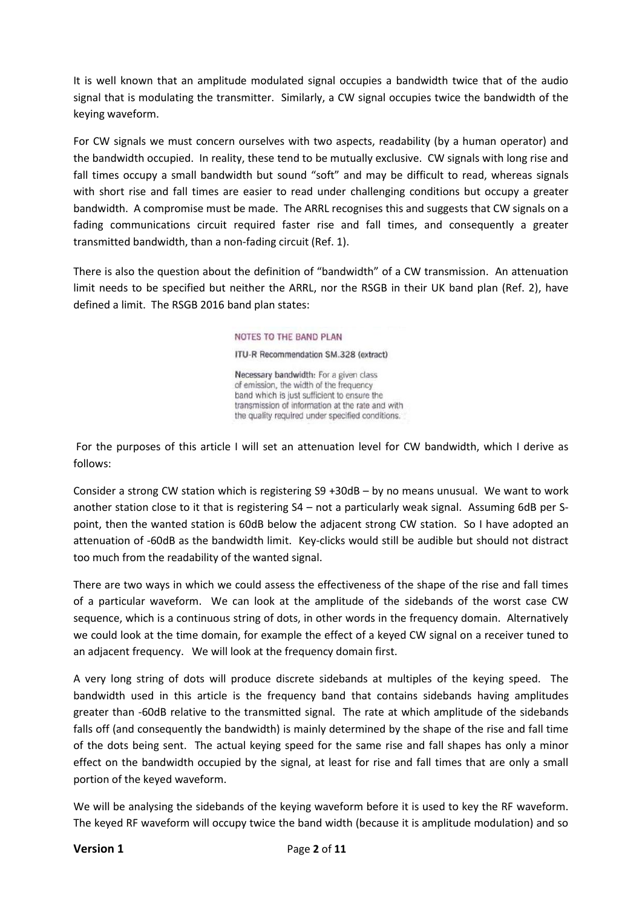It is well known that an amplitude modulated signal occupies a bandwidth twice that of the audio signal that is modulating the transmitter. Similarly, a CW signal occupies twice the bandwidth of the keying waveform.

For CW signals we must concern ourselves with two aspects, readability (by a human operator) and the bandwidth occupied. In reality, these tend to be mutually exclusive. CW signals with long rise and fall times occupy a small bandwidth but sound "soft" and may be difficult to read, whereas signals with short rise and fall times are easier to read under challenging conditions but occupy a greater bandwidth. A compromise must be made. The ARRL recognises this and suggests that CW signals on a fading communications circuit required faster rise and fall times, and consequently a greater transmitted bandwidth, than a non-fading circuit (Ref. 1).

There is also the question about the definition of "bandwidth" of a CW transmission. An attenuation limit needs to be specified but neither the ARRL, nor the RSGB in their UK band plan (Ref. 2), have defined a limit. The RSGB 2016 band plan states:

> NOTES TO THE BAND PLAN
>
> ITU-R Recommendation SM.328 (extract)
>
> **Necessary bandwidth:** For a given class of emission, the width of the frequency band which is just sufficient to ensure the transmission of information at the rate and with the quality required under specified conditions.

For the purposes of this article I will set an attenuation level for CW bandwidth, which I derive as follows:

Consider a strong CW station which is registering S9 +30dB – by no means unusual. We want to work another station close to it that is registering S4 – not a particularly weak signal. Assuming 6dB per S-point, then the wanted station is 60dB below the adjacent strong CW station. So I have adopted an attenuation of -60dB as the bandwidth limit. Key-clicks would still be audible but should not distract too much from the readability of the wanted signal.

There are two ways in which we could assess the effectiveness of the shape of the rise and fall times of a particular waveform. We can look at the amplitude of the sidebands of the worst case CW sequence, which is a continuous string of dots, in other words in the frequency domain. Alternatively we could look at the time domain, for example the effect of a keyed CW signal on a receiver tuned to an adjacent frequency. We will look at the frequency domain first.

A very long string of dots will produce discrete sidebands at multiples of the keying speed. The bandwidth used in this article is the frequency band that contains sidebands having amplitudes greater than -60dB relative to the transmitted signal. The rate at which amplitude of the sidebands falls off (and consequently the bandwidth) is mainly determined by the shape of the rise and fall time of the dots being sent. The actual keying speed for the same rise and fall shapes has only a minor effect on the bandwidth occupied by the signal, at least for rise and fall times that are only a small portion of the keyed waveform.

We will be analysing the sidebands of the keying waveform before it is used to key the RF waveform. The keyed RF waveform will occupy twice the band width (because it is amplitude modulation) and so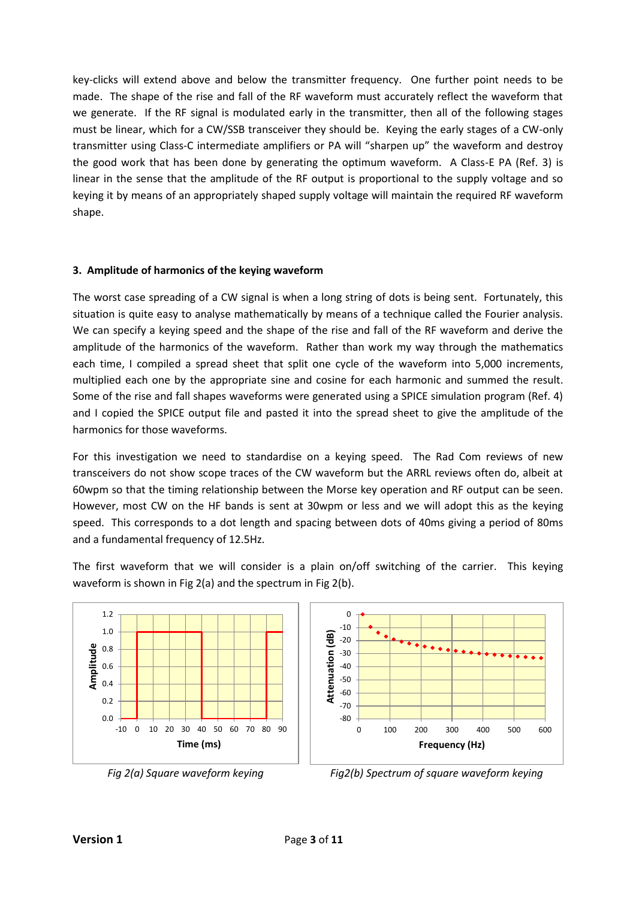key-clicks will extend above and below the transmitter frequency. One further point needs to be made. The shape of the rise and fall of the RF waveform must accurately reflect the waveform that we generate. If the RF signal is modulated early in the transmitter, then all of the following stages must be linear, which for a CW/SSB transceiver they should be. Keying the early stages of a CW-only transmitter using Class-C intermediate amplifiers or PA will "sharpen up" the waveform and destroy the good work that has been done by generating the optimum waveform. A Class-E PA (Ref. 3) is linear in the sense that the amplitude of the RF output is proportional to the supply voltage and so keying it by means of an appropriately shaped supply voltage will maintain the required RF waveform shape.

### 3. Amplitude of harmonics of the keying waveform

The worst case spreading of a CW signal is when a long string of dots is being sent. Fortunately, this situation is quite easy to analyse mathematically by means of a technique called the Fourier analysis. We can specify a keying speed and the shape of the rise and fall of the RF waveform and derive the amplitude of the harmonics of the waveform. Rather than work my way through the mathematics each time, I compiled a spread sheet that split one cycle of the waveform into 5,000 increments, multiplied each one by the appropriate sine and cosine for each harmonic and summed the result. Some of the rise and fall shapes waveforms were generated using a SPICE simulation program (Ref. 4) and I copied the SPICE output file and pasted it into the spread sheet to give the amplitude of the harmonics for those waveforms.

For this investigation we need to standardise on a keying speed. The Rad Com reviews of new transceivers do not show scope traces of the CW waveform but the ARRL reviews often do, albeit at 60wpm so that the timing relationship between the Morse key operation and RF output can be seen. However, most CW on the HF bands is sent at 30wpm or less and we will adopt this as the keying speed. This corresponds to a dot length and spacing between dots of 40ms giving a period of 80ms and a fundamental frequency of 12.5Hz.

The first waveform that we will consider is a plain on/off switching of the carrier. This keying waveform is shown in Fig 2(a) and the spectrum in Fig 2(b).

*Fig 2(a) Square waveform keying*

*Fig2(b) Spectrum of square waveform keying*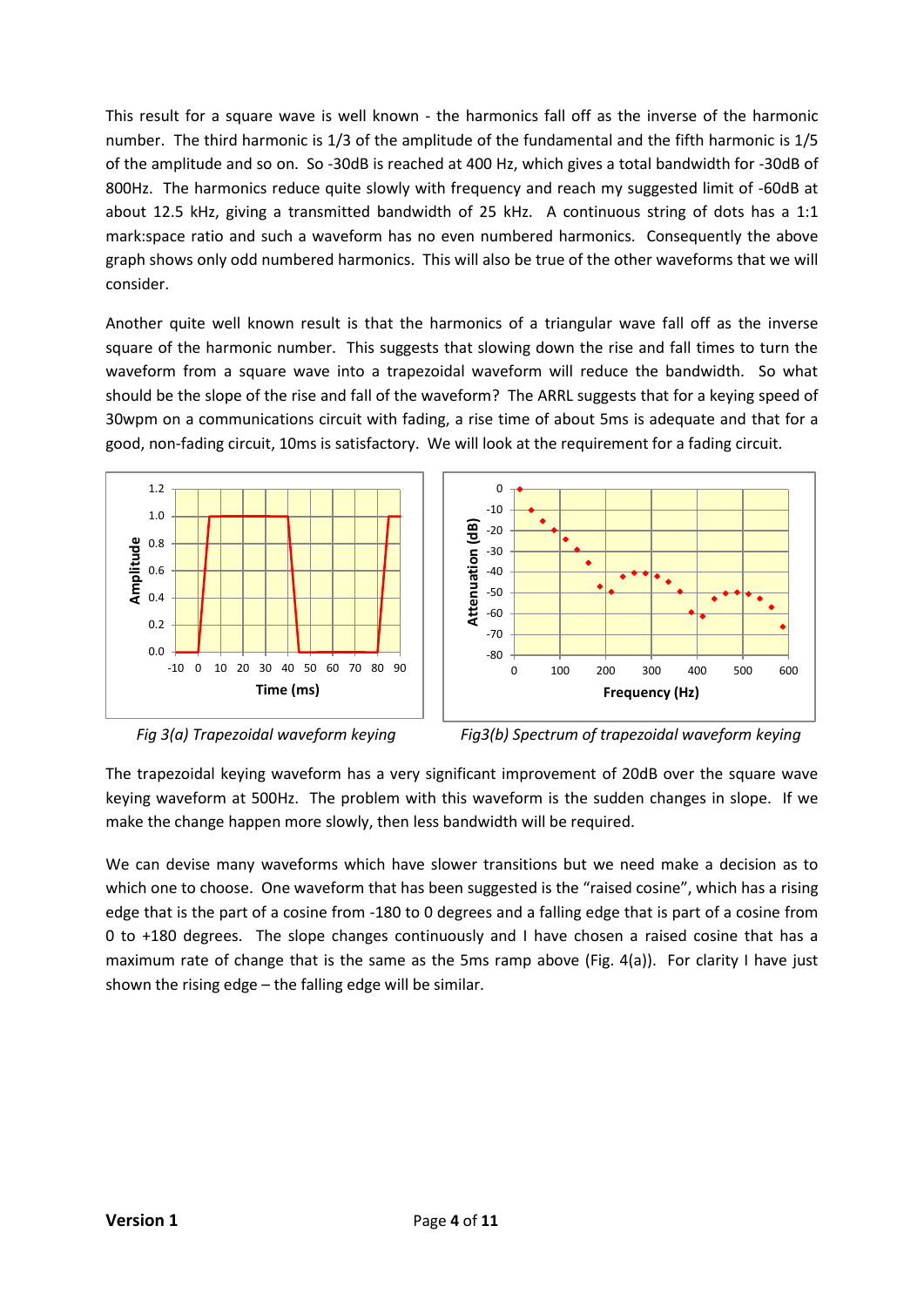This result for a square wave is well known - the harmonics fall off as the inverse of the harmonic number. The third harmonic is 1/3 of the amplitude of the fundamental and the fifth harmonic is 1/5 of the amplitude and so on. So -30dB is reached at 400 Hz, which gives a total bandwidth for -30dB of 800Hz. The harmonics reduce quite slowly with frequency and reach my suggested limit of -60dB at about 12.5 kHz, giving a transmitted bandwidth of 25 kHz. A continuous string of dots has a 1:1 mark:space ratio and such a waveform has no even numbered harmonics. Consequently the above graph shows only odd numbered harmonics. This will also be true of the other waveforms that we will consider.

Another quite well known result is that the harmonics of a triangular wave fall off as the inverse square of the harmonic number. This suggests that slowing down the rise and fall times to turn the waveform from a square wave into a trapezoidal waveform will reduce the bandwidth. So what should be the slope of the rise and fall of the waveform? The ARRL suggests that for a keying speed of 30wpm on a communications circuit with fading, a rise time of about 5ms is adequate and that for a good, non-fading circuit, 10ms is satisfactory. We will look at the requirement for a fading circuit.

*Fig 3(a) Trapezoidal waveform keying*

*Fig3(b) Spectrum of trapezoidal waveform keying*

The trapezoidal keying waveform has a very significant improvement of 20dB over the square wave keying waveform at 500Hz. The problem with this waveform is the sudden changes in slope. If we make the change happen more slowly, then less bandwidth will be required.

We can devise many waveforms which have slower transitions but we need make a decision as to which one to choose. One waveform that has been suggested is the "raised cosine", which has a rising edge that is the part of a cosine from -180 to 0 degrees and a falling edge that is part of a cosine from 0 to +180 degrees. The slope changes continuously and I have chosen a raised cosine that has a maximum rate of change that is the same as the 5ms ramp above (Fig. 4(a)). For clarity I have just shown the rising edge – the falling edge will be similar.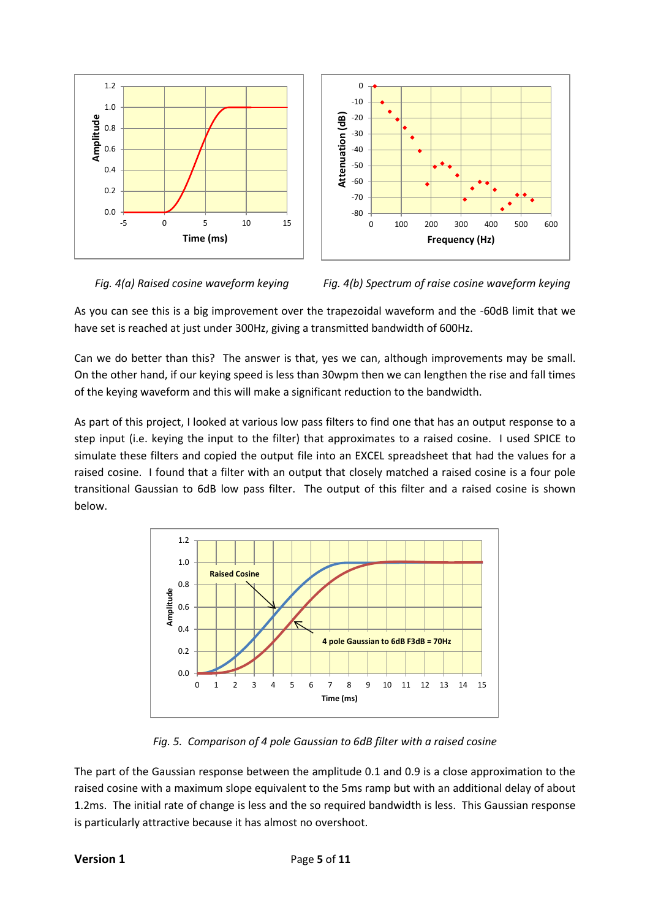*Fig. 4(a) Raised cosine waveform keying*

*Fig. 4(b) Spectrum of raise cosine waveform keying*

As you can see this is a big improvement over the trapezoidal waveform and the -60dB limit that we have set is reached at just under 300Hz, giving a transmitted bandwidth of 600Hz.

Can we do better than this? The answer is that, yes we can, although improvements may be small. On the other hand, if our keying speed is less than 30wpm then we can lengthen the rise and fall times of the keying waveform and this will make a significant reduction to the bandwidth.

As part of this project, I looked at various low pass filters to find one that has an output response to a step input (i.e. keying the input to the filter) that approximates to a raised cosine. I used SPICE to simulate these filters and copied the output file into an EXCEL spreadsheet that had the values for a raised cosine. I found that a filter with an output that closely matched a raised cosine is a four pole transitional Gaussian to 6dB low pass filter. The output of this filter and a raised cosine is shown below.

*Fig. 5. Comparison of 4 pole Gaussian to 6dB filter with a raised cosine*

The part of the Gaussian response between the amplitude 0.1 and 0.9 is a close approximation to the raised cosine with a maximum slope equivalent to the 5ms ramp but with an additional delay of about 1.2ms. The initial rate of change is less and the so required bandwidth is less. This Gaussian response is particularly attractive because it has almost no overshoot.

**Version 1**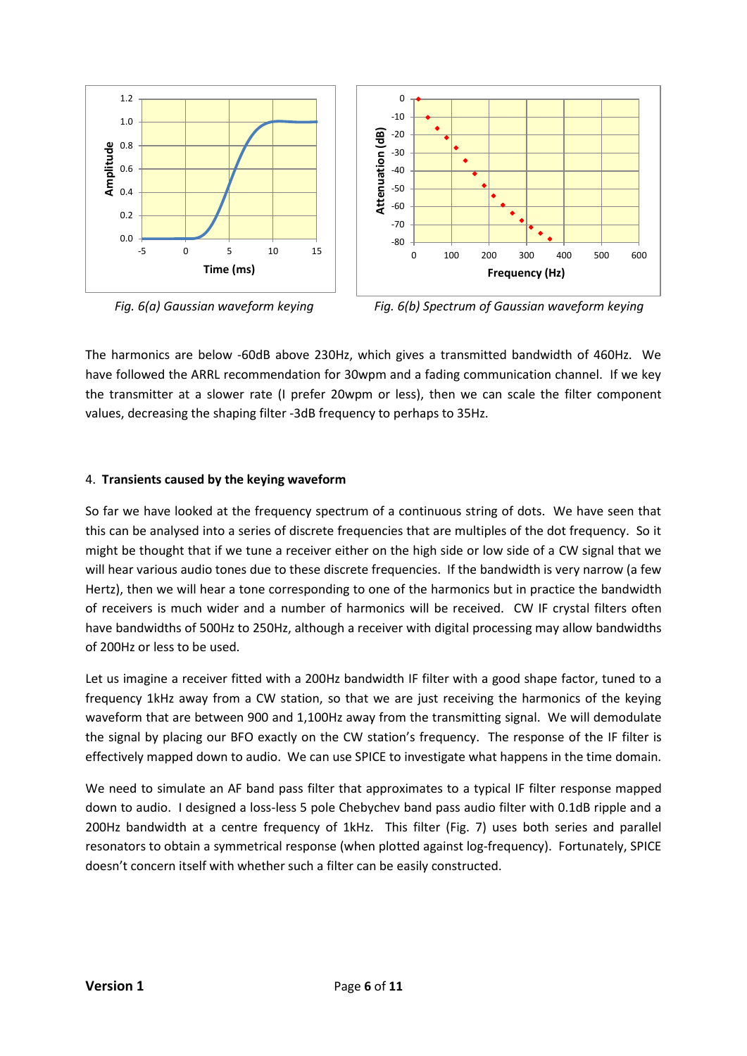*Fig. 6(a) Gaussian waveform keying*

*Fig. 6(b) Spectrum of Gaussian waveform keying*

The harmonics are below -60dB above 230Hz, which gives a transmitted bandwidth of 460Hz. We have followed the ARRL recommendation for 30wpm and a fading communication channel. If we key the transmitter at a slower rate (I prefer 20wpm or less), then we can scale the filter component values, decreasing the shaping filter -3dB frequency to perhaps to 35Hz.

4. **Transients caused by the keying waveform**

So far we have looked at the frequency spectrum of a continuous string of dots. We have seen that this can be analysed into a series of discrete frequencies that are multiples of the dot frequency. So it might be thought that if we tune a receiver either on the high side or low side of a CW signal that we will hear various audio tones due to these discrete frequencies. If the bandwidth is very narrow (a few Hertz), then we will hear a tone corresponding to one of the harmonics but in practice the bandwidth of receivers is much wider and a number of harmonics will be received. CW IF crystal filters often have bandwidths of 500Hz to 250Hz, although a receiver with digital processing may allow bandwidths of 200Hz or less to be used.

Let us imagine a receiver fitted with a 200Hz bandwidth IF filter with a good shape factor, tuned to a frequency 1kHz away from a CW station, so that we are just receiving the harmonics of the keying waveform that are between 900 and 1,100Hz away from the transmitting signal. We will demodulate the signal by placing our BFO exactly on the CW station's frequency. The response of the IF filter is effectively mapped down to audio. We can use SPICE to investigate what happens in the time domain.

We need to simulate an AF band pass filter that approximates to a typical IF filter response mapped down to audio. I designed a loss-less 5 pole Chebychev band pass audio filter with 0.1dB ripple and a 200Hz bandwidth at a centre frequency of 1kHz. This filter (Fig. 7) uses both series and parallel resonators to obtain a symmetrical response (when plotted against log-frequency). Fortunately, SPICE doesn't concern itself with whether such a filter can be easily constructed.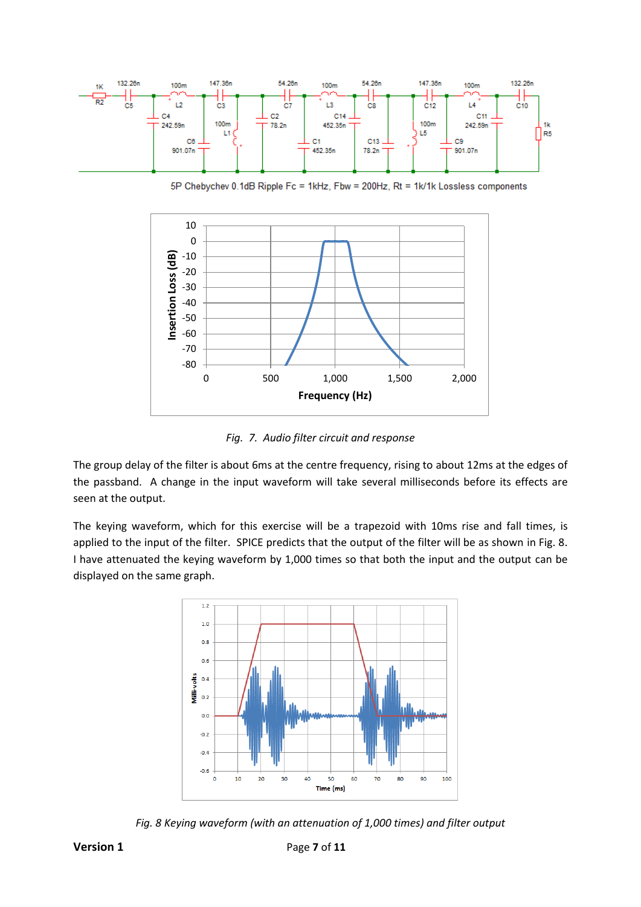5P Chebychev 0.1dB Ripple Fc = 1kHz, Fbw = 200Hz, Rt = 1k/1k Lossless components

*Fig. 7. Audio filter circuit and response*

The group delay of the filter is about 6ms at the centre frequency, rising to about 12ms at the edges of the passband. A change in the input waveform will take several milliseconds before its effects are seen at the output.

The keying waveform, which for this exercise will be a trapezoid with 10ms rise and fall times, is applied to the input of the filter. SPICE predicts that the output of the filter will be as shown in Fig. 8. I have attenuated the keying waveform by 1,000 times so that both the input and the output can be displayed on the same graph.

*Fig. 8 Keying waveform (with an attenuation of 1,000 times) and filter output*

**Version 1**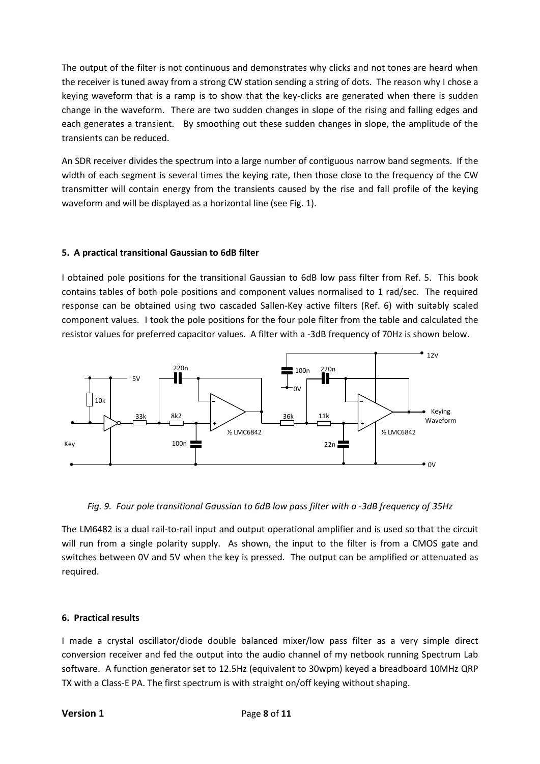The output of the filter is not continuous and demonstrates why clicks and not tones are heard when the receiver is tuned away from a strong CW station sending a string of dots. The reason why I chose a keying waveform that is a ramp is to show that the key-clicks are generated when there is sudden change in the waveform. There are two sudden changes in slope of the rising and falling edges and each generates a transient. By smoothing out these sudden changes in slope, the amplitude of the transients can be reduced.

An SDR receiver divides the spectrum into a large number of contiguous narrow band segments. If the width of each segment is several times the keying rate, then those close to the frequency of the CW transmitter will contain energy from the transients caused by the rise and fall profile of the keying waveform and will be displayed as a horizontal line (see Fig. 1).

## 5. A practical transitional Gaussian to 6dB filter

I obtained pole positions for the transitional Gaussian to 6dB low pass filter from Ref. 5. This book contains tables of both pole positions and component values normalised to 1 rad/sec. The required response can be obtained using two cascaded Sallen-Key active filters (Ref. 6) with suitably scaled component values. I took the pole positions for the four pole filter from the table and calculated the resistor values for preferred capacitor values. A filter with a -3dB frequency of 70Hz is shown below.

*Fig. 9. Four pole transitional Gaussian to 6dB low pass filter with a -3dB frequency of 35Hz*

The LM6482 is a dual rail-to-rail input and output operational amplifier and is used so that the circuit will run from a single polarity supply. As shown, the input to the filter is from a CMOS gate and switches between 0V and 5V when the key is pressed. The output can be amplified or attenuated as required.

## 6. Practical results

I made a crystal oscillator/diode double balanced mixer/low pass filter as a very simple direct conversion receiver and fed the output into the audio channel of my netbook running Spectrum Lab software. A function generator set to 12.5Hz (equivalent to 30wpm) keyed a breadboard 10MHz QRP TX with a Class-E PA. The first spectrum is with straight on/off keying without shaping.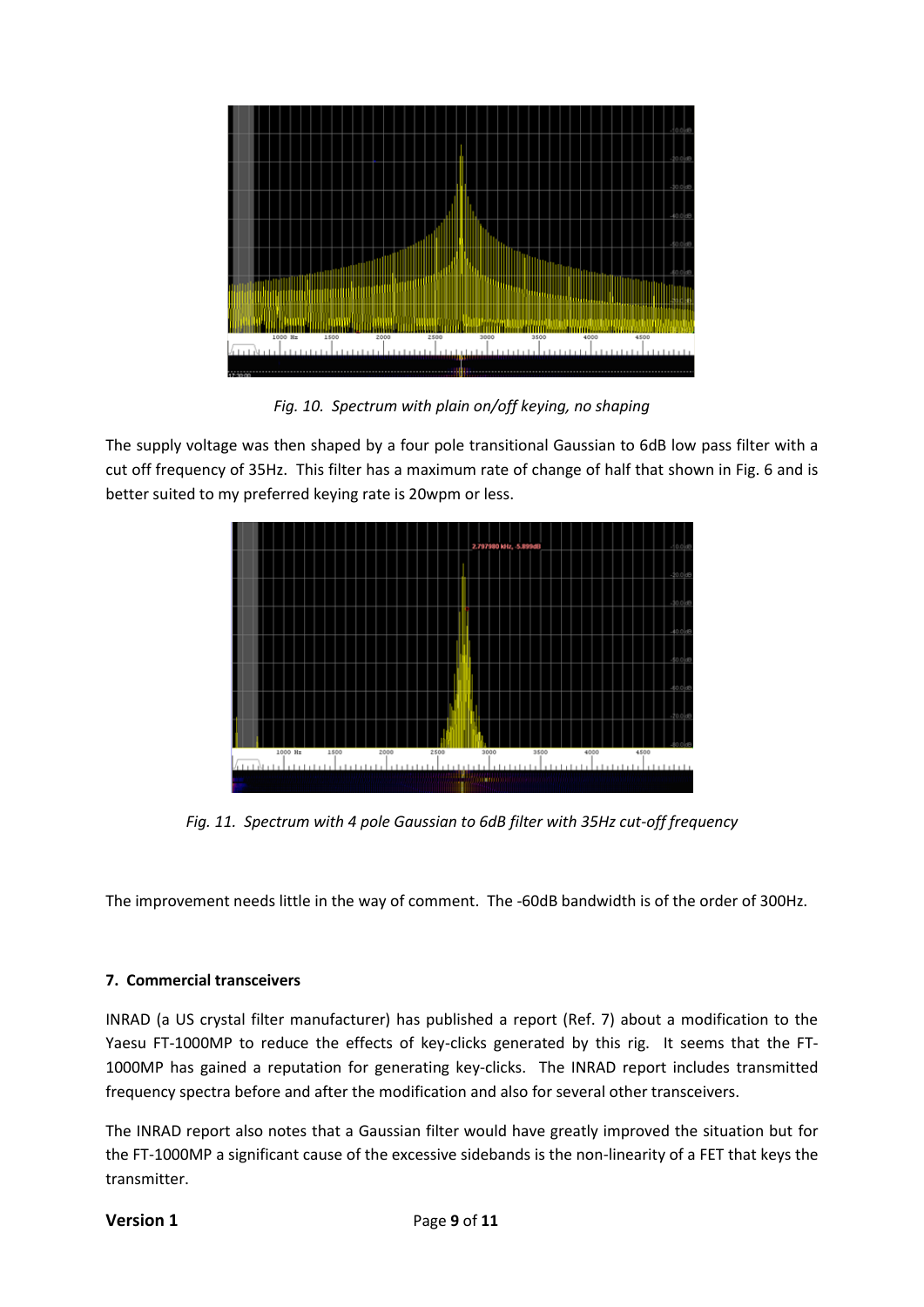*Fig. 10. Spectrum with plain on/off keying, no shaping*

The supply voltage was then shaped by a four pole transitional Gaussian to 6dB low pass filter with a cut off frequency of 35Hz. This filter has a maximum rate of change of half that shown in Fig. 6 and is better suited to my preferred keying rate is 20wpm or less.

*Fig. 11. Spectrum with 4 pole Gaussian to 6dB filter with 35Hz cut-off frequency*

The improvement needs little in the way of comment. The -60dB bandwidth is of the order of 300Hz.

**7. Commercial transceivers**

INRAD (a US crystal filter manufacturer) has published a report (Ref. 7) about a modification to the Yaesu FT-1000MP to reduce the effects of key-clicks generated by this rig. It seems that the FT-1000MP has gained a reputation for generating key-clicks. The INRAD report includes transmitted frequency spectra before and after the modification and also for several other transceivers.

The INRAD report also notes that a Gaussian filter would have greatly improved the situation but for the FT-1000MP a significant cause of the excessive sidebands is the non-linearity of a FET that keys the transmitter.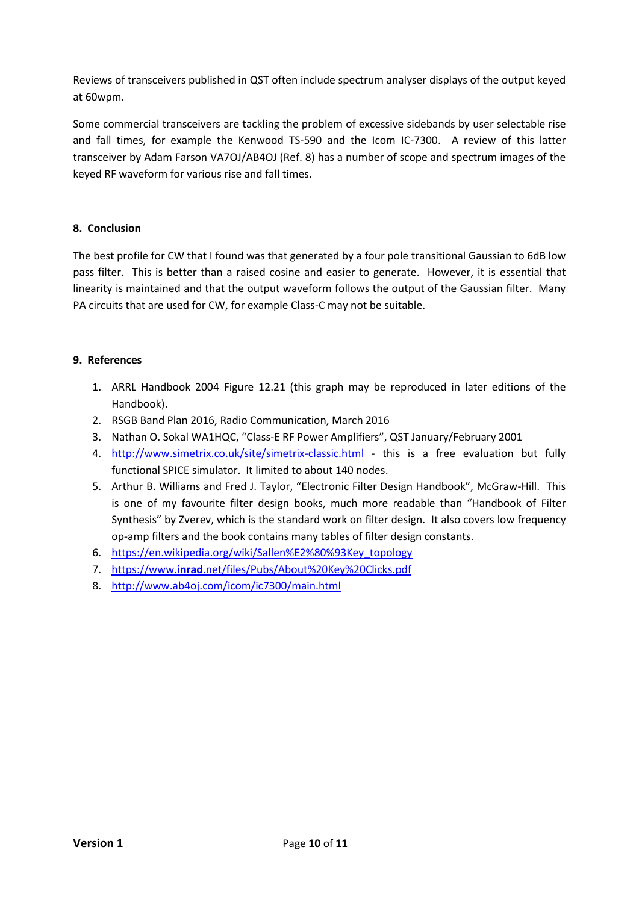Reviews of transceivers published in QST often include spectrum analyser displays of the output keyed at 60wpm.

Some commercial transceivers are tackling the problem of excessive sidebands by user selectable rise and fall times, for example the Kenwood TS-590 and the Icom IC-7300. A review of this latter transceiver by Adam Farson VA7OJ/AB4OJ (Ref. 8) has a number of scope and spectrum images of the keyed RF waveform for various rise and fall times.

## 8. Conclusion

The best profile for CW that I found was that generated by a four pole transitional Gaussian to 6dB low pass filter. This is better than a raised cosine and easier to generate. However, it is essential that linearity is maintained and that the output waveform follows the output of the Gaussian filter. Many PA circuits that are used for CW, for example Class-C may not be suitable.

## 9. References

1. ARRL Handbook 2004 Figure 12.21 (this graph may be reproduced in later editions of the Handbook).
2. RSGB Band Plan 2016, Radio Communication, March 2016
3. Nathan O. Sokal WA1HQC, "Class-E RF Power Amplifiers", QST January/February 2001
4. http://www.simetrix.co.uk/site/simetrix-classic.html - this is a free evaluation but fully functional SPICE simulator. It limited to about 140 nodes.
5. Arthur B. Williams and Fred J. Taylor, "Electronic Filter Design Handbook", McGraw-Hill. This is one of my favourite filter design books, much more readable than "Handbook of Filter Synthesis" by Zverev, which is the standard work on filter design. It also covers low frequency op-amp filters and the book contains many tables of filter design constants.
6. https://en.wikipedia.org/wiki/Sallen%E2%80%93Key_topology
7. https://www.**inrad**.net/files/Pubs/About%20Key%20Clicks.pdf
8. http://www.ab4oj.com/icom/ic7300/main.html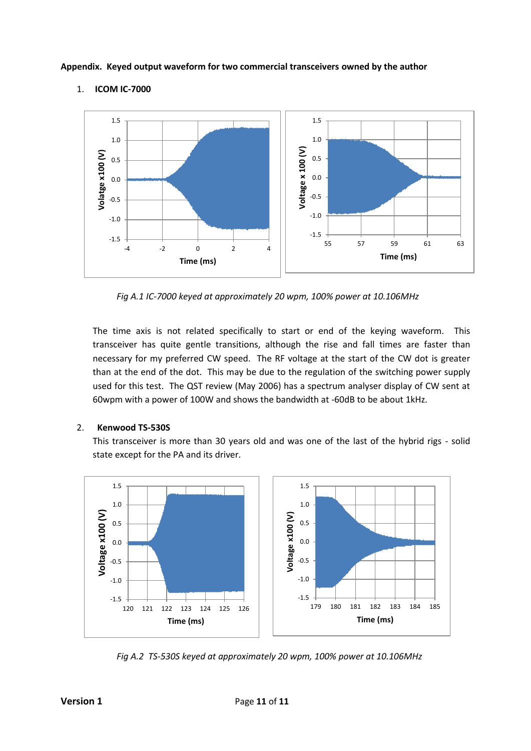**Appendix. Keyed output waveform for two commercial transceivers owned by the author**

1. **ICOM IC-7000**

Volatge x100 (V)
1.5
1.0
0.5
0.0
-0.5
-1.0
-1.5
-4
-2
0
2
4
Time (ms)

Voltage x 100 (V)
1.5
1.0
0.5
0.0
-0.5
-1.0
-1.5
55
57
59
61
63
Time (ms)

*Fig A.1 IC-7000 keyed at approximately 20 wpm, 100% power at 10.106MHz*

The time axis is not related specifically to start or end of the keying waveform. This transceiver has quite gentle transitions, although the rise and fall times are faster than necessary for my preferred CW speed. The RF voltage at the start of the CW dot is greater than at the end of the dot. This may be due to the regulation of the switching power supply used for this test. The QST review (May 2006) has a spectrum analyser display of CW sent at 60wpm with a power of 100W and shows the bandwidth at -60dB to be about 1kHz.

2. **Kenwood TS-530S**

This transceiver is more than 30 years old and was one of the last of the hybrid rigs - solid state except for the PA and its driver.

Voltage x100 (V)
1.5
1.0
0.5
0.0
-0.5
-1.0
-1.5
120
121
122
123
124
125
126
Time (ms)

Voltage x100 (V)
1.5
1.0
0.5
0.0
-0.5
-1.0
-1.5
179
180
181
182
183
184
185
Time (ms)

*Fig A.2 TS-530S keyed at approximately 20 wpm, 100% power at 10.106MHz*